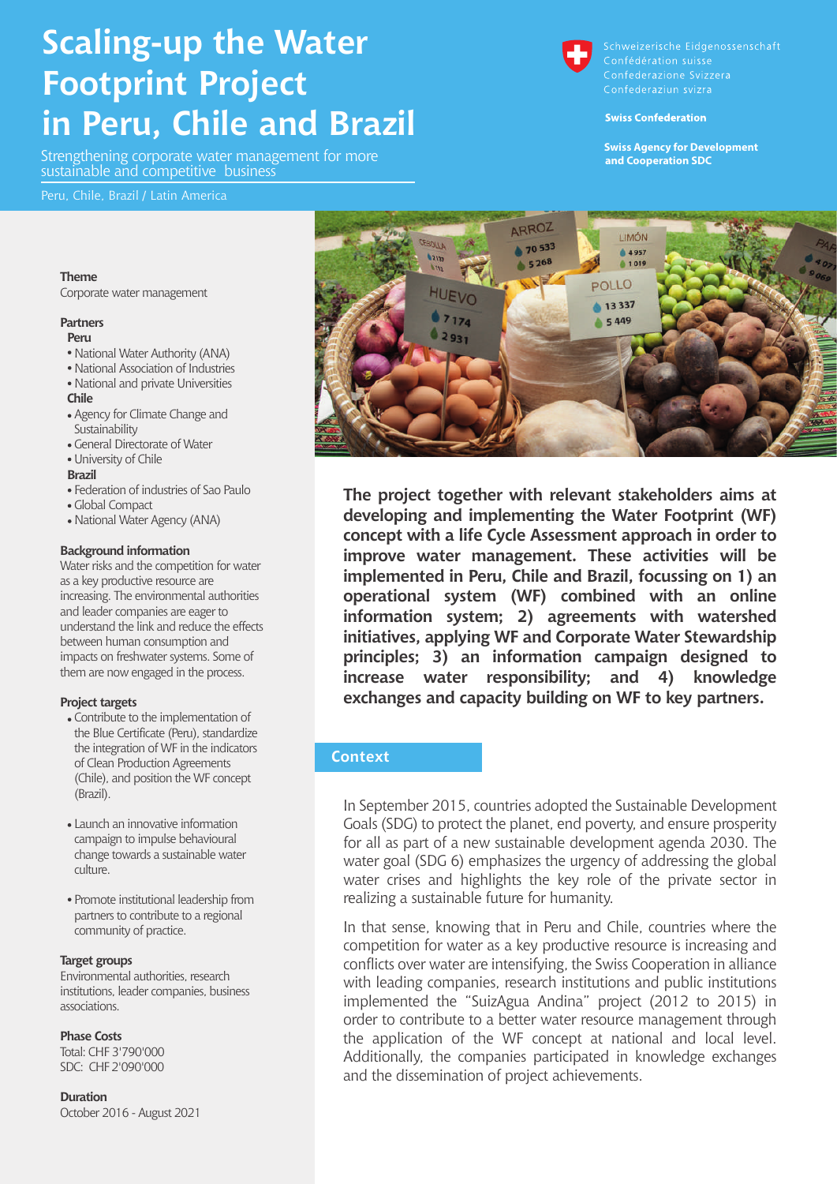# Scaling-up the Water Footprint Project in Peru, Chile and Brazil

Strengthening corporate water management for more sustainable and competitive business

Peru, Chile, Brazil / Latin America

Schweizerische Eidgenossenschaft
Confédération suisse
Confederazione Svizzera
Confederaziun svizra

**Swiss Confederation**

**Swiss Agency for Development and Cooperation SDC**

**Theme**
Corporate water management

**Partners**

**Peru**
- National Water Authority (ANA)
- National Association of Industries
- National and private Universities

**Chile**
- Agency for Climate Change and Sustainability
- General Directorate of Water
- University of Chile

**Brazil**
- Federation of industries of Sao Paulo
- Global Compact
- National Water Agency (ANA)

**Background information**
Water risks and the competition for water as a key productive resource are increasing. The environmental authorities and leader companies are eager to understand the link and reduce the effects between human consumption and impacts on freshwater systems. Some of them are now engaged in the process.

**Project targets**
- Contribute to the implementation of the Blue Certificate (Peru), standardize the integration of WF in the indicators of Clean Production Agreements (Chile), and position the WF concept (Brazil).
- Launch an innovative information campaign to impulse behavioural change towards a sustainable water culture.
- Promote institutional leadership from partners to contribute to a regional community of practice.

**Target groups**
Environmental authorities, research institutions, leader companies, business associations.

**Phase Costs**
Total: CHF 3'790'000
SDC: CHF 2'090'000

**Duration**
October 2016 - August 2021

**The project together with relevant stakeholders aims at developing and implementing the Water Footprint (WF) concept with a life Cycle Assessment approach in order to improve water management. These activities will be implemented in Peru, Chile and Brazil, focussing on 1) an operational system (WF) combined with an online information system; 2) agreements with watershed initiatives, applying WF and Corporate Water Stewardship principles; 3) an information campaign designed to increase water responsibility; and 4) knowledge exchanges and capacity building on WF to key partners.**

## Context

In September 2015, countries adopted the Sustainable Development Goals (SDG) to protect the planet, end poverty, and ensure prosperity for all as part of a new sustainable development agenda 2030. The water goal (SDG 6) emphasizes the urgency of addressing the global water crises and highlights the key role of the private sector in realizing a sustainable future for humanity.

In that sense, knowing that in Peru and Chile, countries where the competition for water as a key productive resource is increasing and conflicts over water are intensifying, the Swiss Cooperation in alliance with leading companies, research institutions and public institutions implemented the "SuizAgua Andina" project (2012 to 2015) in order to contribute to a better water resource management through the application of the WF concept at national and local level. Additionally, the companies participated in knowledge exchanges and the dissemination of project achievements.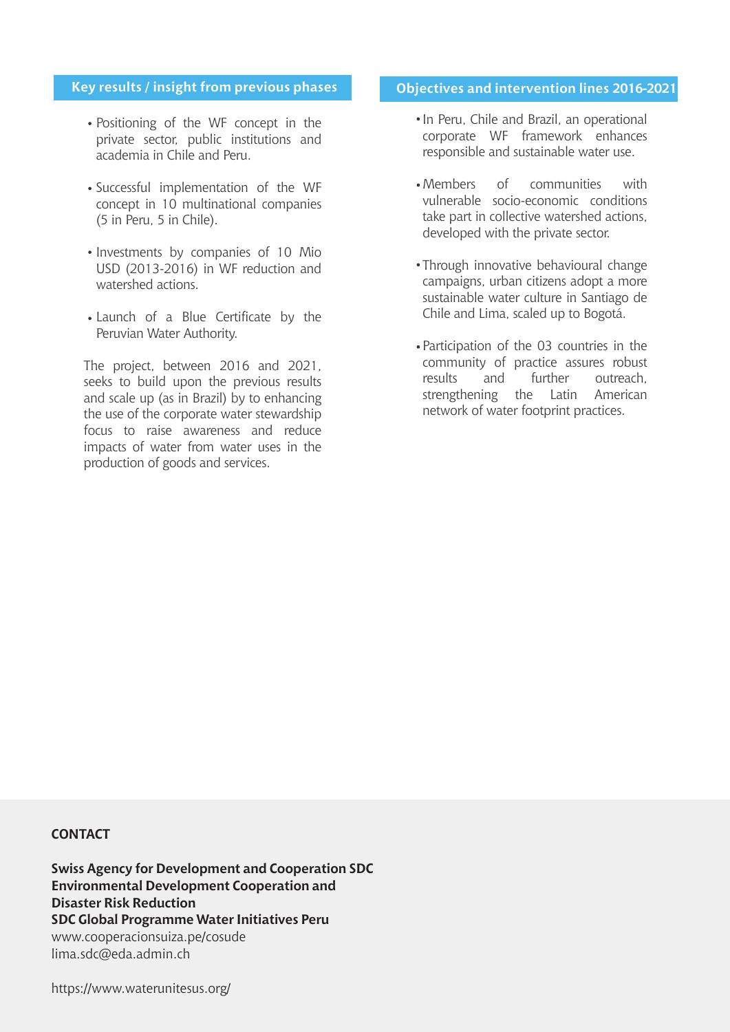## Key results / insight from previous phases

- Positioning of the WF concept in the private sector, public institutions and academia in Chile and Peru.
- Successful implementation of the WF concept in 10 multinational companies (5 in Peru, 5 in Chile).
- Investments by companies of 10 Mio USD (2013-2016) in WF reduction and watershed actions.
- Launch of a Blue Certificate by the Peruvian Water Authority.

The project, between 2016 and 2021, seeks to build upon the previous results and scale up (as in Brazil) by to enhancing the use of the corporate water stewardship focus to raise awareness and reduce impacts of water from water uses in the production of goods and services.

## Objectives and intervention lines 2016-2021

- In Peru, Chile and Brazil, an operational corporate WF framework enhances responsible and sustainable water use.
- Members of communities with vulnerable socio-economic conditions take part in collective watershed actions, developed with the private sector.
- Through innovative behavioural change campaigns, urban citizens adopt a more sustainable water culture in Santiago de Chile and Lima, scaled up to Bogotá.
- Participation of the 03 countries in the community of practice assures robust results and further outreach, strengthening the Latin American network of water footprint practices.

### CONTACT

**Swiss Agency for Development and Cooperation SDC**
**Environmental Development Cooperation and Disaster Risk Reduction**
**SDC Global Programme Water Initiatives Peru**
www.cooperacionsuiza.pe/cosude
lima.sdc@eda.admin.ch

https://www.waterunitesus.org/